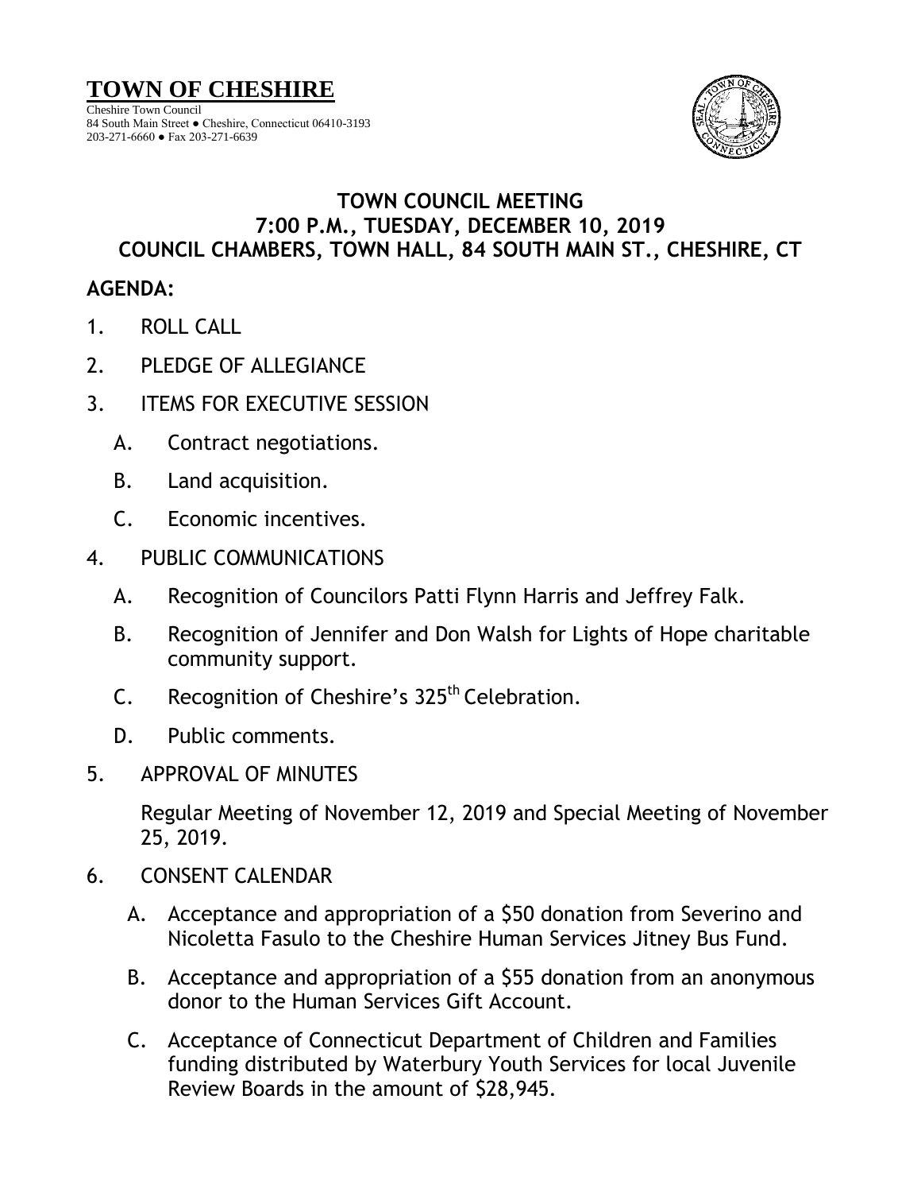# TOWN OF CHESHIRE

Cheshire Town Council
84 South Main Street ● Cheshire, Connecticut 06410-3193
203-271-6660 ● Fax 203-271-6639

## TOWN COUNCIL MEETING
## 7:00 P.M., TUESDAY, DECEMBER 10, 2019
## COUNCIL CHAMBERS, TOWN HALL, 84 SOUTH MAIN ST., CHESHIRE, CT

### AGENDA:

1. ROLL CALL

2. PLEDGE OF ALLEGIANCE

3. ITEMS FOR EXECUTIVE SESSION

   A. Contract negotiations.

   B. Land acquisition.

   C. Economic incentives.

4. PUBLIC COMMUNICATIONS

   A. Recognition of Councilors Patti Flynn Harris and Jeffrey Falk.

   B. Recognition of Jennifer and Don Walsh for Lights of Hope charitable community support.

   C. Recognition of Cheshire's 325th Celebration.

   D. Public comments.

5. APPROVAL OF MINUTES

   Regular Meeting of November 12, 2019 and Special Meeting of November 25, 2019.

6. CONSENT CALENDAR

   A. Acceptance and appropriation of a $50 donation from Severino and Nicoletta Fasulo to the Cheshire Human Services Jitney Bus Fund.

   B. Acceptance and appropriation of a $55 donation from an anonymous donor to the Human Services Gift Account.

   C. Acceptance of Connecticut Department of Children and Families funding distributed by Waterbury Youth Services for local Juvenile Review Boards in the amount of $28,945.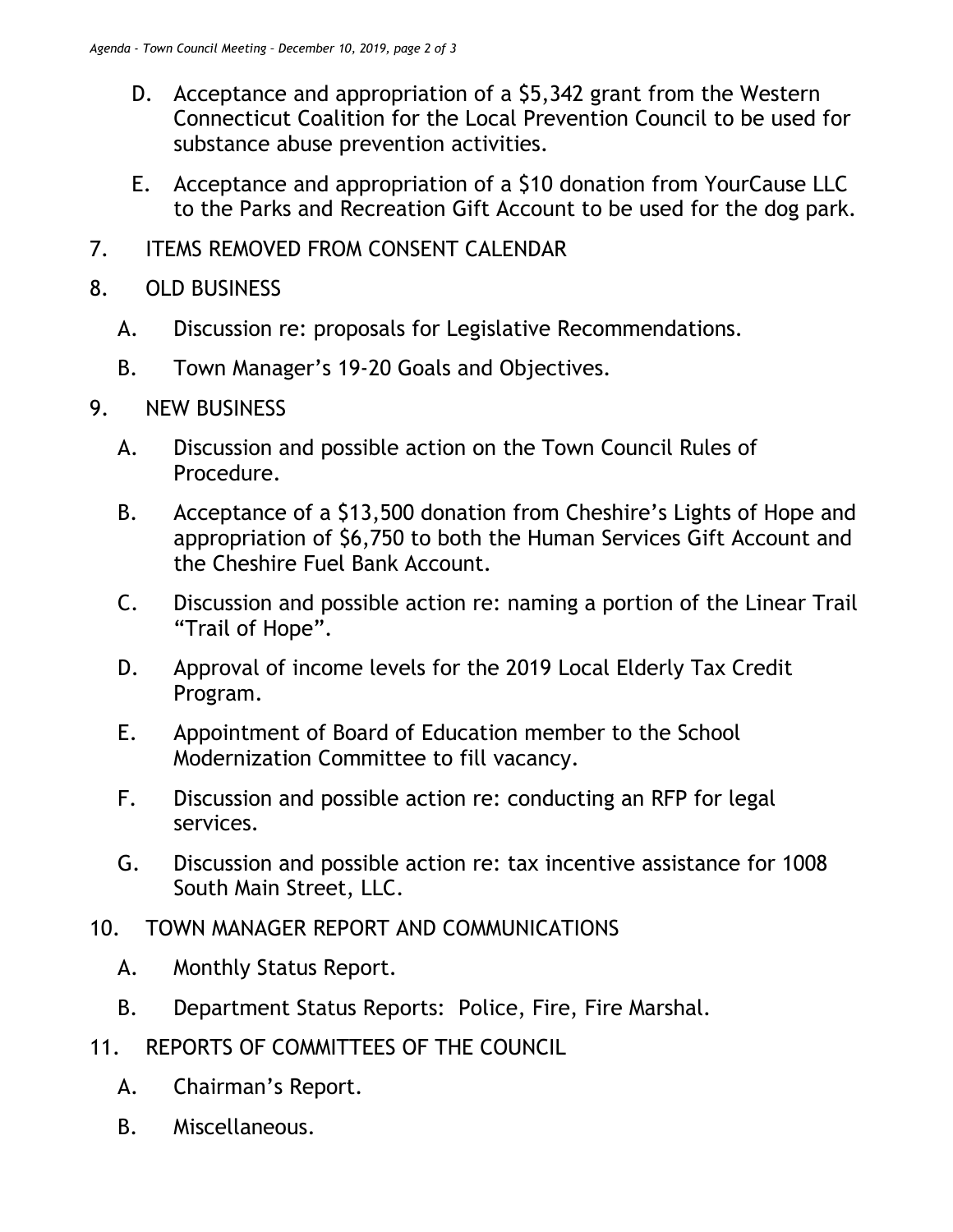D. Acceptance and appropriation of a $5,342 grant from the Western Connecticut Coalition for the Local Prevention Council to be used for substance abuse prevention activities.

E. Acceptance and appropriation of a $10 donation from YourCause LLC to the Parks and Recreation Gift Account to be used for the dog park.

7. ITEMS REMOVED FROM CONSENT CALENDAR

8. OLD BUSINESS

   A. Discussion re: proposals for Legislative Recommendations.

   B. Town Manager's 19-20 Goals and Objectives.

9. NEW BUSINESS

   A. Discussion and possible action on the Town Council Rules of Procedure.

   B. Acceptance of a $13,500 donation from Cheshire's Lights of Hope and appropriation of $6,750 to both the Human Services Gift Account and the Cheshire Fuel Bank Account.

   C. Discussion and possible action re: naming a portion of the Linear Trail "Trail of Hope".

   D. Approval of income levels for the 2019 Local Elderly Tax Credit Program.

   E. Appointment of Board of Education member to the School Modernization Committee to fill vacancy.

   F. Discussion and possible action re: conducting an RFP for legal services.

   G. Discussion and possible action re: tax incentive assistance for 1008 South Main Street, LLC.

10. TOWN MANAGER REPORT AND COMMUNICATIONS

    A. Monthly Status Report.

    B. Department Status Reports: Police, Fire, Fire Marshal.

11. REPORTS OF COMMITTEES OF THE COUNCIL

    A. Chairman's Report.

    B. Miscellaneous.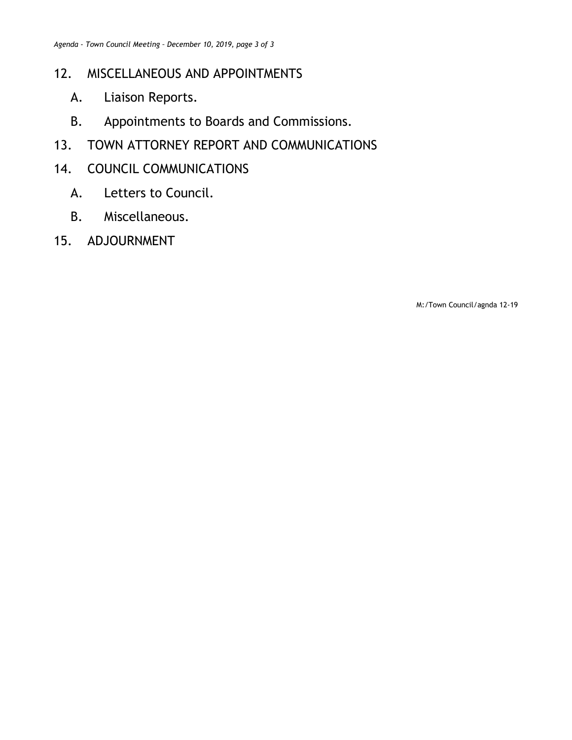12. MISCELLANEOUS AND APPOINTMENTS
    A. Liaison Reports.
    B. Appointments to Boards and Commissions.
13. TOWN ATTORNEY REPORT AND COMMUNICATIONS
14. COUNCIL COMMUNICATIONS
    A. Letters to Council.
    B. Miscellaneous.
15. ADJOURNMENT

M:/Town Council/agnda 12-19